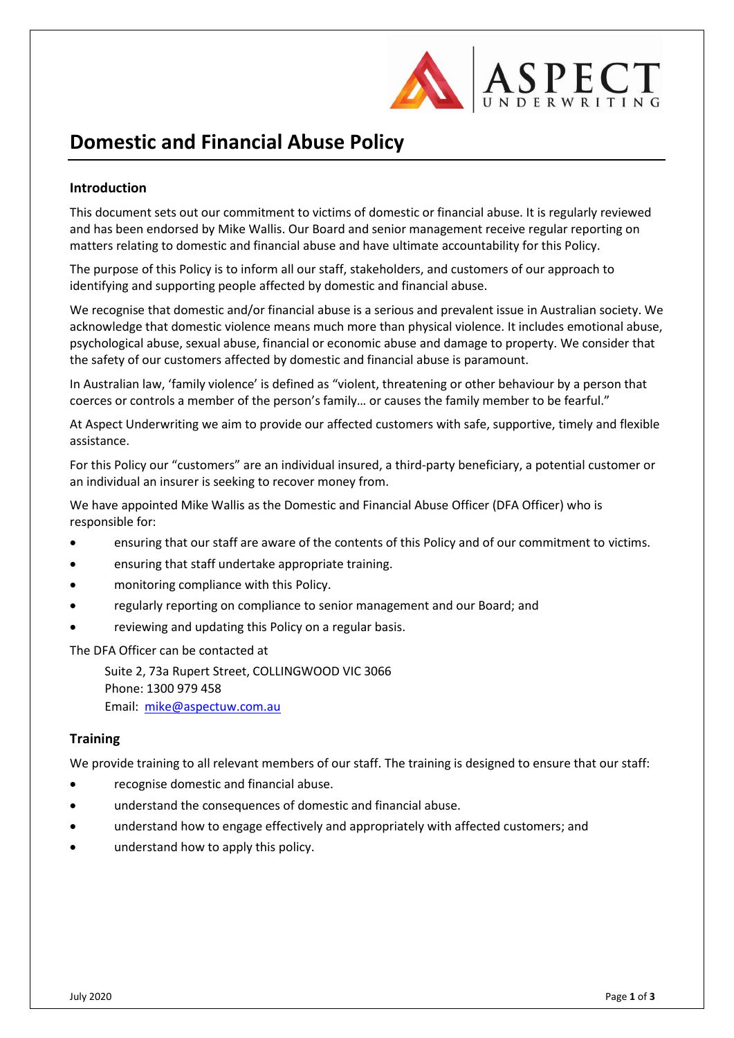# Domestic and Financial Abuse Policy

## Introduction

This document sets out our commitment to victims of domestic or financial abuse. It is regularly reviewed and has been endorsed by Mike Wallis. Our Board and senior management receive regular reporting on matters relating to domestic and financial abuse and have ultimate accountability for this Policy.

The purpose of this Policy is to inform all our staff, stakeholders, and customers of our approach to identifying and supporting people affected by domestic and financial abuse.

We recognise that domestic and/or financial abuse is a serious and prevalent issue in Australian society. We acknowledge that domestic violence means much more than physical violence. It includes emotional abuse, psychological abuse, sexual abuse, financial or economic abuse and damage to property. We consider that the safety of our customers affected by domestic and financial abuse is paramount.

In Australian law, 'family violence' is defined as "violent, threatening or other behaviour by a person that coerces or controls a member of the person's family… or causes the family member to be fearful."

At Aspect Underwriting we aim to provide our affected customers with safe, supportive, timely and flexible assistance.

For this Policy our "customers" are an individual insured, a third-party beneficiary, a potential customer or an individual an insurer is seeking to recover money from.

We have appointed Mike Wallis as the Domestic and Financial Abuse Officer (DFA Officer) who is responsible for:

- ensuring that our staff are aware of the contents of this Policy and of our commitment to victims.
- ensuring that staff undertake appropriate training.
- monitoring compliance with this Policy.
- regularly reporting on compliance to senior management and our Board; and
- reviewing and updating this Policy on a regular basis.

The DFA Officer can be contacted at

Suite 2, 73a Rupert Street, COLLINGWOOD VIC 3066
Phone: 1300 979 458
Email: mike@aspectuw.com.au

## Training

We provide training to all relevant members of our staff. The training is designed to ensure that our staff:

- recognise domestic and financial abuse.
- understand the consequences of domestic and financial abuse.
- understand how to engage effectively and appropriately with affected customers; and
- understand how to apply this policy.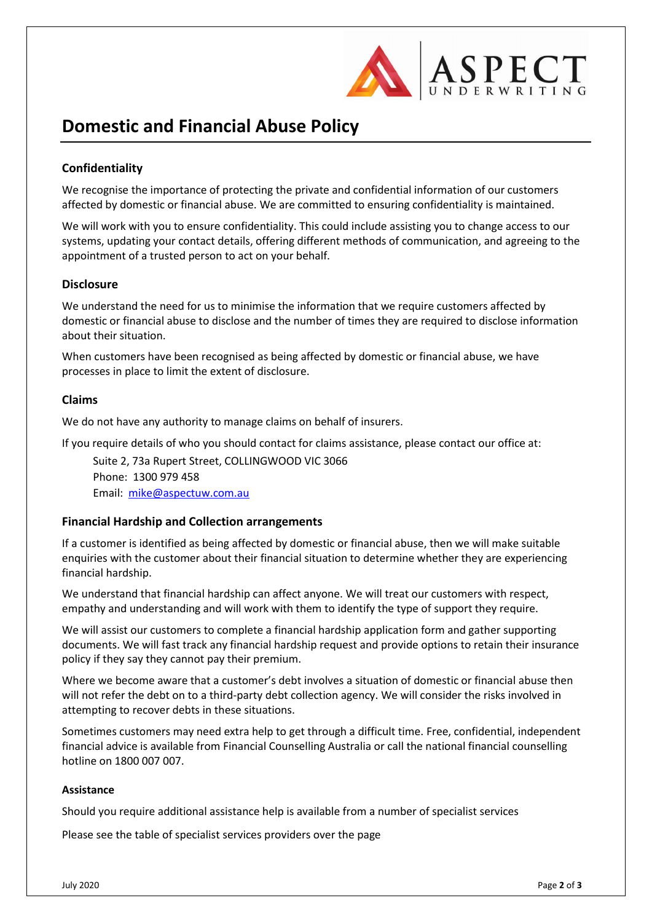# Domestic and Financial Abuse Policy

## Confidentiality

We recognise the importance of protecting the private and confidential information of our customers affected by domestic or financial abuse. We are committed to ensuring confidentiality is maintained.

We will work with you to ensure confidentiality. This could include assisting you to change access to our systems, updating your contact details, offering different methods of communication, and agreeing to the appointment of a trusted person to act on your behalf.

## Disclosure

We understand the need for us to minimise the information that we require customers affected by domestic or financial abuse to disclose and the number of times they are required to disclose information about their situation.

When customers have been recognised as being affected by domestic or financial abuse, we have processes in place to limit the extent of disclosure.

## Claims

We do not have any authority to manage claims on behalf of insurers.

If you require details of who you should contact for claims assistance, please contact our office at:

Suite 2, 73a Rupert Street, COLLINGWOOD VIC 3066
Phone: 1300 979 458
Email: mike@aspectuw.com.au

## Financial Hardship and Collection arrangements

If a customer is identified as being affected by domestic or financial abuse, then we will make suitable enquiries with the customer about their financial situation to determine whether they are experiencing financial hardship.

We understand that financial hardship can affect anyone. We will treat our customers with respect, empathy and understanding and will work with them to identify the type of support they require.

We will assist our customers to complete a financial hardship application form and gather supporting documents. We will fast track any financial hardship request and provide options to retain their insurance policy if they say they cannot pay their premium.

Where we become aware that a customer's debt involves a situation of domestic or financial abuse then will not refer the debt on to a third-party debt collection agency. We will consider the risks involved in attempting to recover debts in these situations.

Sometimes customers may need extra help to get through a difficult time. Free, confidential, independent financial advice is available from Financial Counselling Australia or call the national financial counselling hotline on 1800 007 007.

### Assistance

Should you require additional assistance help is available from a number of specialist services

Please see the table of specialist services providers over the page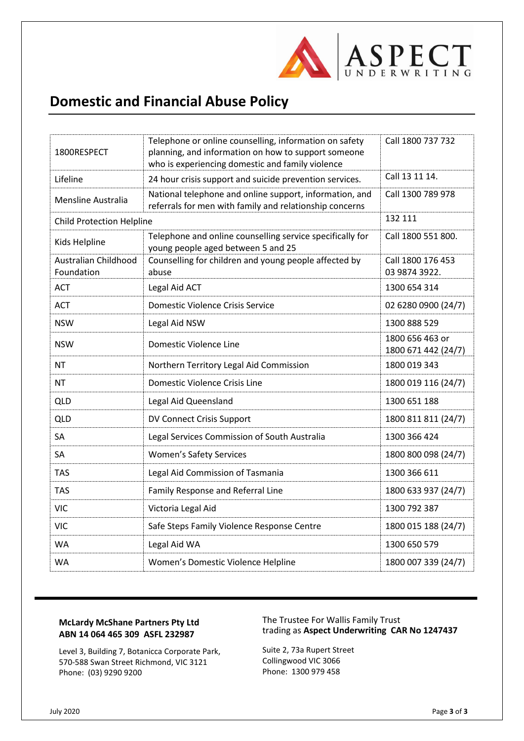# Domestic and Financial Abuse Policy

| | | |
|---|---|---|
| 1800RESPECT | Telephone or online counselling, information on safety planning, and information on how to support someone who is experiencing domestic and family violence | Call 1800 737 732 |
| Lifeline | 24 hour crisis support and suicide prevention services. | Call 13 11 14. |
| Mensline Australia | National telephone and online support, information, and referrals for men with family and relationship concerns | Call 1300 789 978 |
| Child Protection Helpline | | 132 111 |
| Kids Helpline | Telephone and online counselling service specifically for young people aged between 5 and 25 | Call 1800 551 800. |
| Australian Childhood Foundation | Counselling for children and young people affected by abuse | Call 1800 176 453 03 9874 3922. |
| ACT | Legal Aid ACT | 1300 654 314 |
| ACT | Domestic Violence Crisis Service | 02 6280 0900 (24/7) |
| NSW | Legal Aid NSW | 1300 888 529 |
| NSW | Domestic Violence Line | 1800 656 463 or 1800 671 442 (24/7) |
| NT | Northern Territory Legal Aid Commission | 1800 019 343 |
| NT | Domestic Violence Crisis Line | 1800 019 116 (24/7) |
| QLD | Legal Aid Queensland | 1300 651 188 |
| QLD | DV Connect Crisis Support | 1800 811 811 (24/7) |
| SA | Legal Services Commission of South Australia | 1300 366 424 |
| SA | Women's Safety Services | 1800 800 098 (24/7) |
| TAS | Legal Aid Commission of Tasmania | 1300 366 611 |
| TAS | Family Response and Referral Line | 1800 633 937 (24/7) |
| VIC | Victoria Legal Aid | 1300 792 387 |
| VIC | Safe Steps Family Violence Response Centre | 1800 015 188 (24/7) |
| WA | Legal Aid WA | 1300 650 579 |
| WA | Women's Domestic Violence Helpline | 1800 007 339 (24/7) |

**McLardy McShane Partners Pty Ltd**
**ABN 14 064 465 309 ASFL 232987**

Level 3, Building 7, Botanicca Corporate Park,
570-588 Swan Street Richmond, VIC 3121
Phone: (03) 9290 9200

The Trustee For Wallis Family Trust
trading as **Aspect Underwriting CAR No 1247437**

Suite 2, 73a Rupert Street
Collingwood VIC 3066
Phone: 1300 979 458

July 2020